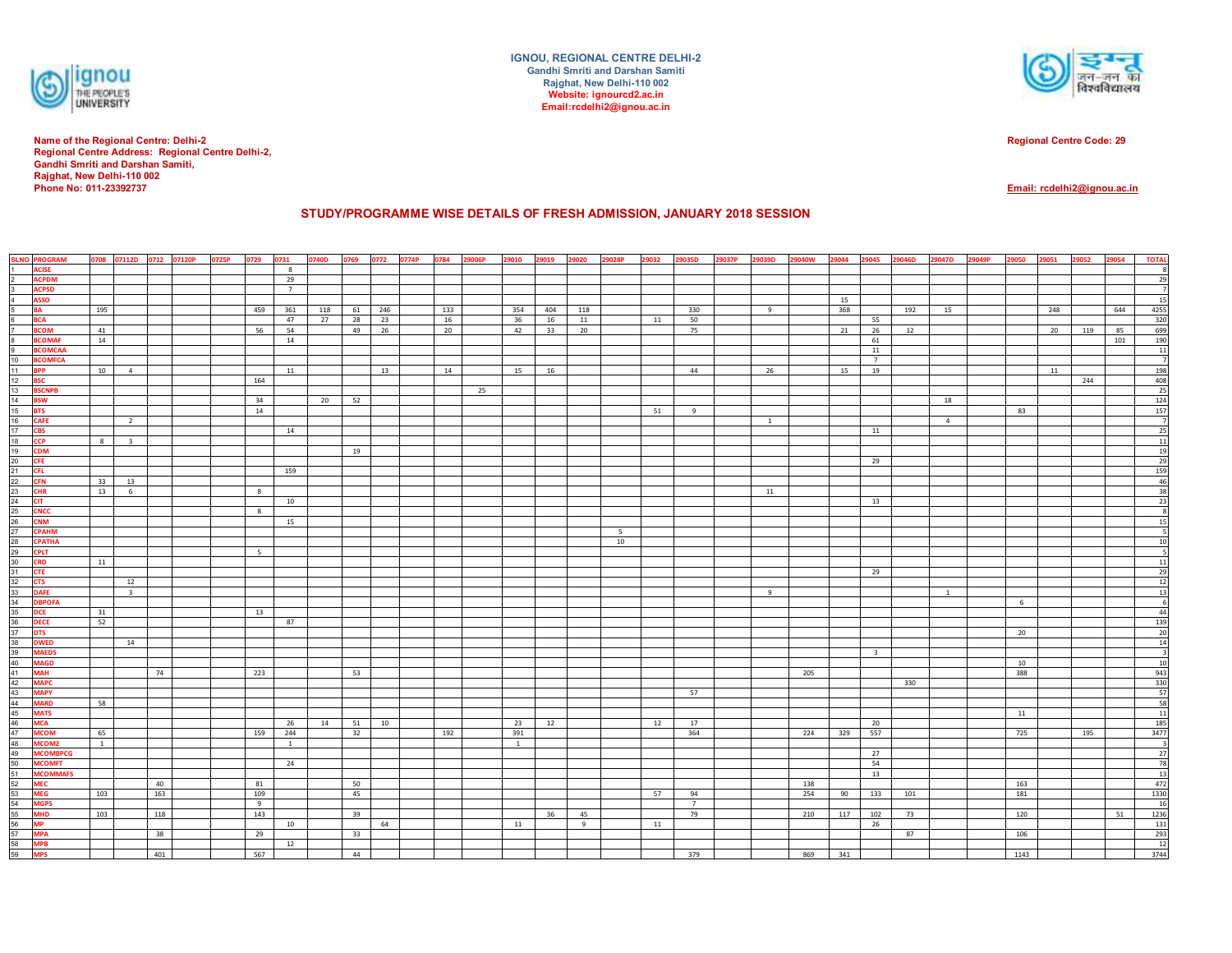**IGNOU, REGIONAL CENTRE DELHI-2**
**Gandhi Smriti and Darshan Samiti**
**Rajghat, New Delhi-110 002**
**Website: ignourcd2.ac.in**
**Email:rcdelhi2@ignou.ac.in**

**Name of the Regional Centre: Delhi-2**
**Regional Centre Address: Regional Centre Delhi-2,**
**Gandhi Smriti and Darshan Samiti,**
**Rajghat, New Delhi-110 002**
**Phone No: 011-23392737**

**Regional Centre Code: 29**

**Email: rcdelhi2@ignou.ac.in**

## STUDY/PROGRAMME WISE DETAILS OF FRESH ADMISSION, JANUARY 2018 SESSION

| SLNO | PROGRAM | 0708 | 07112D | 0712 | 07120P | 0725P | 0729 | 0731 | 0740D | 0769 | 0772 | 0774P | 0784 | 29006P | 29010 | 29019 | 29020 | 29028P | 29032 | 29035D | 29037P | 29039D | 29040W | 29044 | 29045 | 29046D | 29047D | 29049P | 29050 | 29051 | 29052 | 29054 | TOTAL |
|---|---|---|---|---|---|---|---|---|---|---|---|---|---|---|---|---|---|---|---|---|---|---|---|---|---|---|---|---|---|---|---|---|---|
| 1 | ACISE | | | | | | | 8 | | | | | | | | | | | | | | | | | | | | | | | | | 8 |
| 2 | ACPDM | | | | | | | 29 | | | | | | | | | | | | | | | | | | | | | | | | | 29 |
| 3 | ACPSD | | | | | | | 7 | | | | | | | | | | | | | | | | | | | | | | | | | 7 |
| 4 | ASSO | | | | | | | | | | | | | | | | | | | | | | | 15 | | | | | | | | | 15 |
| 5 | BA | 195 | | | | | 459 | 361 | 118 | 61 | 246 | | 133 | | 354 | 404 | 118 | | | 330 | | 9 | | 368 | | 192 | 15 | | | 248 | | 644 | 4255 |
| 6 | BCA | | | | | | | 47 | 27 | 28 | 23 | | 16 | | 36 | 16 | 11 | | 11 | 50 | | | | | 55 | | | | | | | | 320 |
| 7 | BCOM | 41 | | | | | 56 | 54 | | 49 | 26 | | 20 | | 42 | 33 | 20 | | | 75 | | | | 21 | 26 | 12 | | | | 20 | 119 | 85 | 699 |
| 8 | BCOMAF | 14 | | | | | | 14 | | | | | | | | | | | | | | | | | 61 | | | | | | | 101 | 190 |
| 9 | BCOMCAA | | | | | | | | | | | | | | | | | | | | | | | | 11 | | | | | | | | 11 |
| 10 | BCOMFCA | | | | | | | | | | | | | | | | | | | | | | | | 7 | | | | | | | | 7 |
| 11 | BPP | 10 | 4 | | | | | 11 | | | 13 | | 14 | | 15 | 16 | | | | 44 | | 26 | | 15 | 19 | | | | | 11 | | | 198 |
| 12 | BSC | | | | | | 164 | | | | | | | | | | | | | | | | | | | | | | | | 244 | | 408 |
| 13 | BSCNPB | | | | | | | | | | | | | 25 | | | | | | | | | | | | | | | | | | | 25 |
| 14 | BSW | | | | | | 34 | | 20 | 52 | | | | | | | | | | | | | | | | | 18 | | | | | | 124 |
| 15 | BTS | | | | | | 14 | | | | | | | | | | | | 51 | 9 | | | | | | | | | 83 | | | | 157 |
| 16 | CAFE | | 2 | | | | | | | | | | | | | | | | | | | 1 | | | | | 4 | | | | | | 7 |
| 17 | CBS | | | | | | | 14 | | | | | | | | | | | | | | | | | 11 | | | | | | | | 25 |
| 18 | CCP | 8 | 3 | | | | | | | | | | | | | | | | | | | | | | | | | | | | | | 11 |
| 19 | CDM | | | | | | | | | 19 | | | | | | | | | | | | | | | | | | | | | | | 19 |
| 20 | CFE | | | | | | | | | | | | | | | | | | | | | | | | 29 | | | | | | | | 29 |
| 21 | CFL | | | | | | | 159 | | | | | | | | | | | | | | | | | | | | | | | | | 159 |
| 22 | CFN | 33 | 13 | | | | | | | | | | | | | | | | | | | | | | | | | | | | | | 46 |
| 23 | CHR | 13 | 6 | | | | 8 | | | | | | | | | | | | | | | 11 | | | | | | | | | | | 38 |
| 24 | CIT | | | | | | | 10 | | | | | | | | | | | | | | | | | 13 | | | | | | | | 23 |
| 25 | CNCC | | | | | | 8 | | | | | | | | | | | | | | | | | | | | | | | | | | 8 |
| 26 | CNM | | | | | | | 15 | | | | | | | | | | | | | | | | | | | | | | | | | 15 |
| 27 | CPAHM | | | | | | | | | | | | | | | | | 5 | | | | | | | | | | | | | | | 5 |
| 28 | CPATHA | | | | | | | | | | | | | | | | | 10 | | | | | | | | | | | | | | | 10 |
| 29 | CPLT | | | | | | 5 | | | | | | | | | | | | | | | | | | | | | | | | | | 5 |
| 30 | CRD | 11 | | | | | | | | | | | | | | | | | | | | | | | | | | | | | | | 11 |
| 31 | CTE | | | | | | | | | | | | | | | | | | | | | | | | 29 | | | | | | | | 29 |
| 32 | CTS | | 12 | | | | | | | | | | | | | | | | | | | | | | | | | | | | | | 12 |
| 33 | DAFE | | 3 | | | | | | | | | | | | | | | | | | | 9 | | | | | 1 | | | | | | 13 |
| 34 | DBPOFA | | | | | | | | | | | | | | | | | | | | | | | | | | | | 6 | | | | 6 |
| 35 | DCE | 31 | | | | | 13 | | | | | | | | | | | | | | | | | | | | | | | | | | 44 |
| 36 | DECE | 52 | | | | | | 87 | | | | | | | | | | | | | | | | | | | | | | | | | 139 |
| 37 | DTS | | | | | | | | | | | | | | | | | | | | | | | | | | | | 20 | | | | 20 |
| 38 | DWED | | 14 | | | | | | | | | | | | | | | | | | | | | | | | | | | | | | 14 |
| 39 | MAEDS | | | | | | | | | | | | | | | | | | | | | | | | 3 | | | | | | | | 3 |
| 40 | MAGD | | | | | | | | | | | | | | | | | | | | | | | | | | | | 10 | | | | 10 |
| 41 | MAH | | | 74 | | | 223 | | | 53 | | | | | | | | | | | | | 205 | | | | | | 388 | | | | 943 |
| 42 | MAPC | | | | | | | | | | | | | | | | | | | | | | | | | 330 | | | | | | | 330 |
| 43 | MAPY | | | | | | | | | | | | | | | | | | | 57 | | | | | | | | | | | | | 57 |
| 44 | MARD | 58 | | | | | | | | | | | | | | | | | | | | | | | | | | | | | | | 58 |
| 45 | MATS | | | | | | | | | | | | | | | | | | | | | | | | | | | | 11 | | | | 11 |
| 46 | MCA | | | | | | | 26 | 14 | 51 | 10 | | | | 23 | 12 | | | 12 | 17 | | | | | 20 | | | | | | | | 185 |
| 47 | MCOM | 65 | | | | | 159 | 244 | | 32 | | | 192 | | 391 | | | | | 364 | | | 224 | 329 | 557 | | | | 725 | | 195 | | 3477 |
| 48 | MCOM2 | 1 | | | | | | 1 | | | | | | | 1 | | | | | | | | | | | | | | | | | | 3 |
| 49 | MCOMBPCG | | | | | | | | | | | | | | | | | | | | | | | | 27 | | | | | | | | 27 |
| 50 | MCOMFT | | | | | | | 24 | | | | | | | | | | | | | | | | | 54 | | | | | | | | 78 |
| 51 | MCOMMAFS | | | | | | | | | | | | | | | | | | | | | | | | 13 | | | | | | | | 13 |
| 52 | MEC | | | 40 | | | 81 | | | 50 | | | | | | | | | | | | | 138 | | | | | | 163 | | | | 472 |
| 53 | MEG | 103 | | 163 | | | 109 | | | 45 | | | | | | | | | 57 | 94 | | | 254 | 90 | 133 | 101 | | | 181 | | | | 1330 |
| 54 | MGPS | | | | | | 9 | | | | | | | | | | | | | 7 | | | | | | | | | | | | | 16 |
| 55 | MHD | 103 | | 118 | | | 143 | | | 39 | | | | | | 36 | 45 | | | 79 | | | 210 | 117 | 102 | 73 | | | 120 | | | 51 | 1236 |
| 56 | MP | | | | | | | 10 | | | 64 | | | | 11 | | 9 | | 11 | | | | | | 26 | | | | | | | | 131 |
| 57 | MPA | | | 38 | | | 29 | | | 33 | | | | | | | | | | | | | | | | 87 | | | 106 | | | | 293 |
| 58 | MPB | | | | | | | 12 | | | | | | | | | | | | | | | | | | | | | | | | | 12 |
| 59 | MPS | | | 401 | | | 567 | | | 44 | | | | | | | | | | 379 | | | 869 | 341 | | | | | 1143 | | | | 3744 |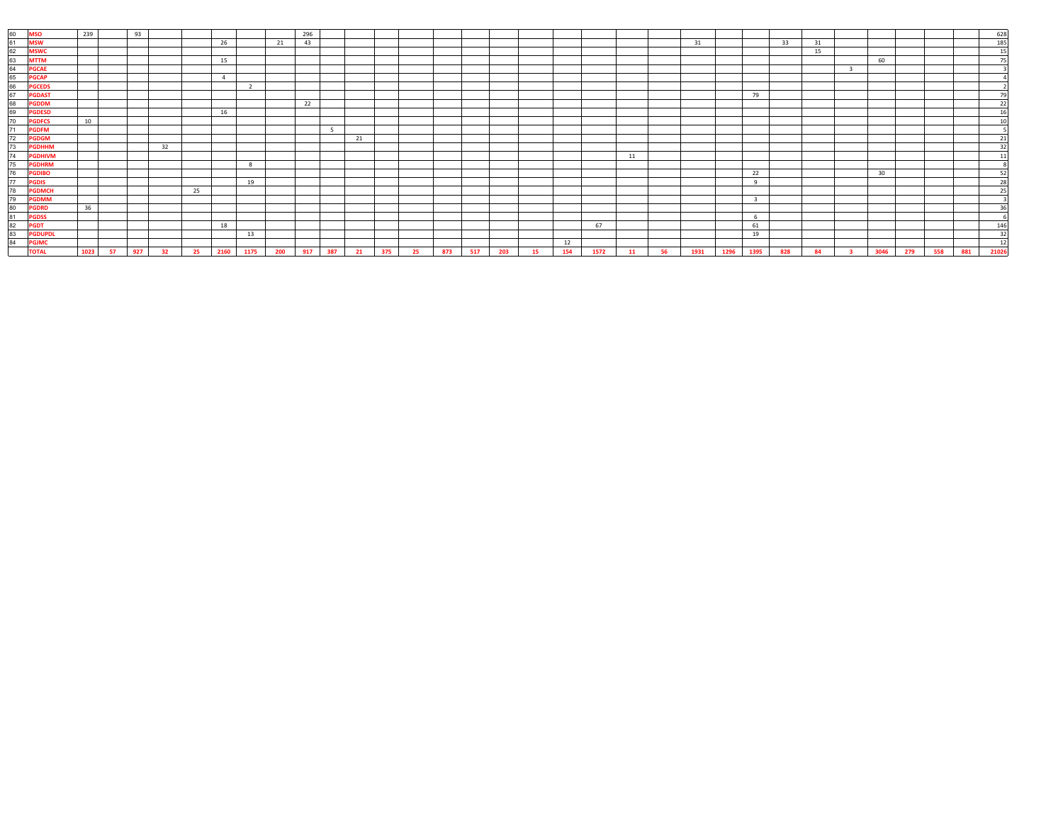| | | | | | | | | | | | | | | | | | | | | | | | | | | | | | | | | | |
|---|---|---|---|---|---|---|---|---|---|---|---|---|---|---|---|---|---|---|---|---|---|---|---|---|---|---|---|---|---|---|---|---|---|
| 60 | MSO | 239 | | 93 | | | | | | 296 | | | | | | | | | | | | | | | | | | | | | | | 628 |
| 61 | MSW | | | | | | 26 | | 21 | 43 | | | | | | | | | | | | | 31 | | | 33 | 31 | | | | | | 185 |
| 62 | MSWC | | | | | | | | | | | | | | | | | | | | | | | | | | 15 | | | | | | 15 |
| 63 | MTTM | | | | | | 15 | | | | | | | | | | | | | | | | | | | | | | 60 | | | | 75 |
| 64 | PGCAE | | | | | | | | | | | | | | | | | | | | | | | | | | | 3 | | | | | 3 |
| 65 | PGCAP | | | | | | 4 | | | | | | | | | | | | | | | | | | | | | | | | | | 4 |
| 66 | PGCEDS | | | | | | | 2 | | | | | | | | | | | | | | | | | | | | | | | | | 2 |
| 67 | PGDAST | | | | | | | | | | | | | | | | | | | | | | | | 79 | | | | | | | | 79 |
| 68 | PGDDM | | | | | | | | | 22 | | | | | | | | | | | | | | | | | | | | | | | 22 |
| 69 | PGDESD | | | | | | 16 | | | | | | | | | | | | | | | | | | | | | | | | | | 16 |
| 70 | PGDFCS | 10 | | | | | | | | | | | | | | | | | | | | | | | | | | | | | | | 10 |
| 71 | PGDFM | | | | | | | | | | 5 | | | | | | | | | | | | | | | | | | | | | | 5 |
| 72 | PGDGM | | | | | | | | | | | 21 | | | | | | | | | | | | | | | | | | | | | 21 |
| 73 | PGDHHM | | | | 32 | | | | | | | | | | | | | | | | | | | | | | | | | | | | 32 |
| 74 | PGDHIVM | | | | | | | | | | | | | | | | | | | | 11 | | | | | | | | | | | | 11 |
| 75 | PGDHRM | | | | | | | 8 | | | | | | | | | | | | | | | | | | | | | | | | | 8 |
| 76 | PGDIBO | | | | | | | | | | | | | | | | | | | | | | | | 22 | | | | 30 | | | | 52 |
| 77 | PGDIS | | | | | | | 19 | | | | | | | | | | | | | | | | | 9 | | | | | | | | 28 |
| 78 | PGDMCH | | | | | 25 | | | | | | | | | | | | | | | | | | | | | | | | | | | 25 |
| 79 | PGDMM | | | | | | | | | | | | | | | | | | | | | | | | 3 | | | | | | | | 3 |
| 80 | PGDRD | 36 | | | | | | | | | | | | | | | | | | | | | | | | | | | | | | | 36 |
| 81 | PGDSS | | | | | | | | | | | | | | | | | | | | | | | | 6 | | | | | | | | 6 |
| 82 | PGDT | | | | | | 18 | | | | | | | | | | | | | 67 | | | | | 61 | | | | | | | | 146 |
| 83 | PGDUPDL | | | | | | | 13 | | | | | | | | | | | | | | | | | 19 | | | | | | | | 32 |
| 84 | PGJMC | | | | | | | | | | | | | | | | | | 12 | | | | | | | | | | | | | | 12 |
| | TOTAL | 1023 | 57 | 927 | 32 | 25 | 2160 | 1175 | 200 | 917 | 387 | 21 | 375 | 25 | 873 | 517 | 203 | 15 | 154 | 1572 | 11 | 56 | 1931 | 1296 | 1395 | 828 | 84 | 3 | 3046 | 279 | 558 | 881 | 21026 |